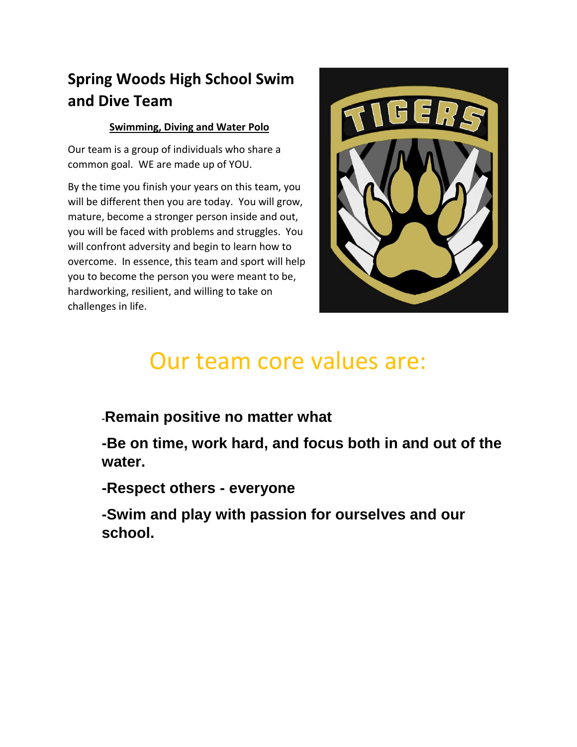# Spring Woods High School Swim and Dive Team

**Swimming, Diving and Water Polo**

Our team is a group of individuals who share a common goal. WE are made up of YOU.

By the time you finish your years on this team, you will be different then you are today. You will grow, mature, become a stronger person inside and out, you will be faced with problems and struggles. You will confront adversity and begin to learn how to overcome. In essence, this team and sport will help you to become the person you were meant to be, hardworking, resilient, and willing to take on challenges in life.

## Our team core values are:

**-Remain positive no matter what**

**-Be on time, work hard, and focus both in and out of the water.**

**-Respect others - everyone**

**-Swim and play with passion for ourselves and our school.**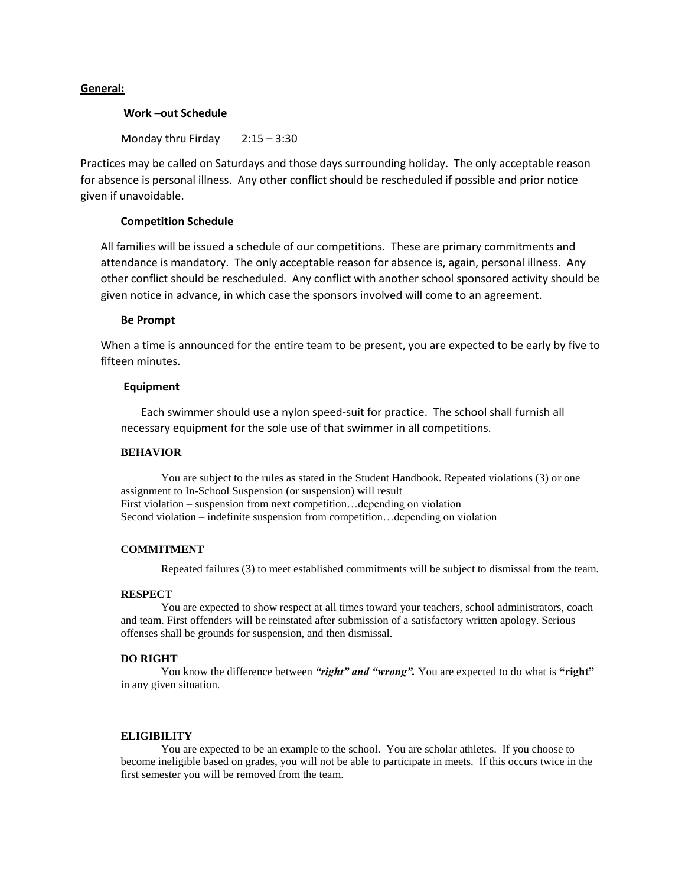## General:

### Work –out Schedule

Monday thru Firday 2:15 – 3:30

Practices may be called on Saturdays and those days surrounding holiday. The only acceptable reason for absence is personal illness. Any other conflict should be rescheduled if possible and prior notice given if unavoidable.

### Competition Schedule

All families will be issued a schedule of our competitions. These are primary commitments and attendance is mandatory. The only acceptable reason for absence is, again, personal illness. Any other conflict should be rescheduled. Any conflict with another school sponsored activity should be given notice in advance, in which case the sponsors involved will come to an agreement.

### Be Prompt

When a time is announced for the entire team to be present, you are expected to be early by five to fifteen minutes.

### Equipment

Each swimmer should use a nylon speed-suit for practice. The school shall furnish all necessary equipment for the sole use of that swimmer in all competitions.

### BEHAVIOR

You are subject to the rules as stated in the Student Handbook. Repeated violations (3) or one assignment to In-School Suspension (or suspension) will result
First violation – suspension from next competition…depending on violation
Second violation – indefinite suspension from competition…depending on violation

### COMMITMENT

Repeated failures (3) to meet established commitments will be subject to dismissal from the team.

### RESPECT

You are expected to show respect at all times toward your teachers, school administrators, coach and team. First offenders will be reinstated after submission of a satisfactory written apology. Serious offenses shall be grounds for suspension, and then dismissal.

### DO RIGHT

You know the difference between ***"right" and "wrong".*** You are expected to do what is **"right"** in any given situation.

### ELIGIBILITY

You are expected to be an example to the school. You are scholar athletes. If you choose to become ineligible based on grades, you will not be able to participate in meets. If this occurs twice in the first semester you will be removed from the team.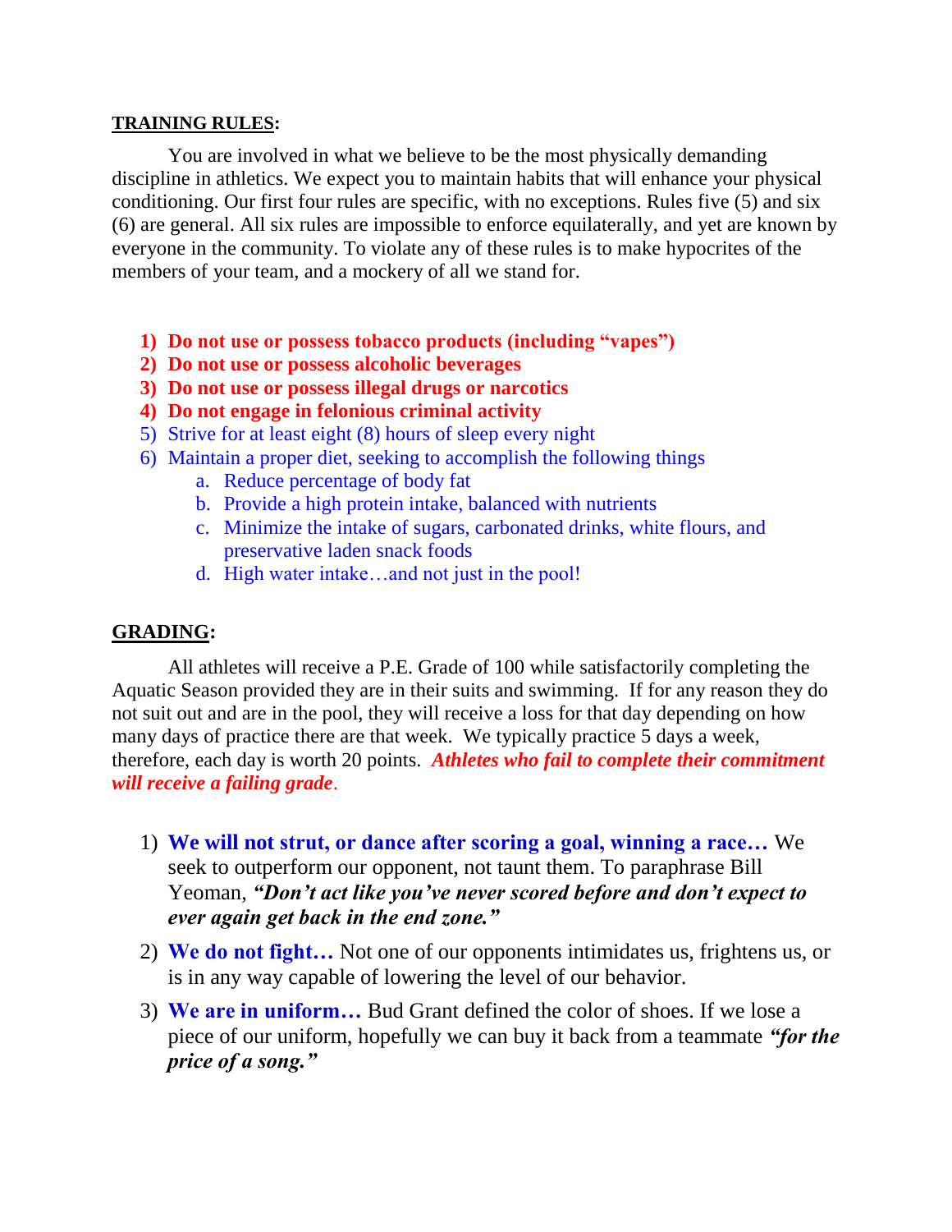**TRAINING RULES:**

You are involved in what we believe to be the most physically demanding discipline in athletics. We expect you to maintain habits that will enhance your physical conditioning. Our first four rules are specific, with no exceptions. Rules five (5) and six (6) are general. All six rules are impossible to enforce equilaterally, and yet are known by everyone in the community. To violate any of these rules is to make hypocrites of the members of your team, and a mockery of all we stand for.

1) **Do not use or possess tobacco products (including "vapes")**
2) **Do not use or possess alcoholic beverages**
3) **Do not use or possess illegal drugs or narcotics**
4) **Do not engage in felonious criminal activity**
5) Strive for at least eight (8) hours of sleep every night
6) Maintain a proper diet, seeking to accomplish the following things
    a. Reduce percentage of body fat
    b. Provide a high protein intake, balanced with nutrients
    c. Minimize the intake of sugars, carbonated drinks, white flours, and preservative laden snack foods
    d. High water intake…and not just in the pool!

**GRADING:**

All athletes will receive a P.E. Grade of 100 while satisfactorily completing the Aquatic Season provided they are in their suits and swimming. If for any reason they do not suit out and are in the pool, they will receive a loss for that day depending on how many days of practice there are that week. We typically practice 5 days a week, therefore, each day is worth 20 points. ***Athletes who fail to complete their commitment will receive a failing grade***.

1) **We will not strut, or dance after scoring a goal, winning a race…** We seek to outperform our opponent, not taunt them. To paraphrase Bill Yeoman, ***"Don't act like you've never scored before and don't expect to ever again get back in the end zone."***
2) **We do not fight…** Not one of our opponents intimidates us, frightens us, or is in any way capable of lowering the level of our behavior.
3) **We are in uniform…** Bud Grant defined the color of shoes. If we lose a piece of our uniform, hopefully we can buy it back from a teammate ***"for the price of a song."***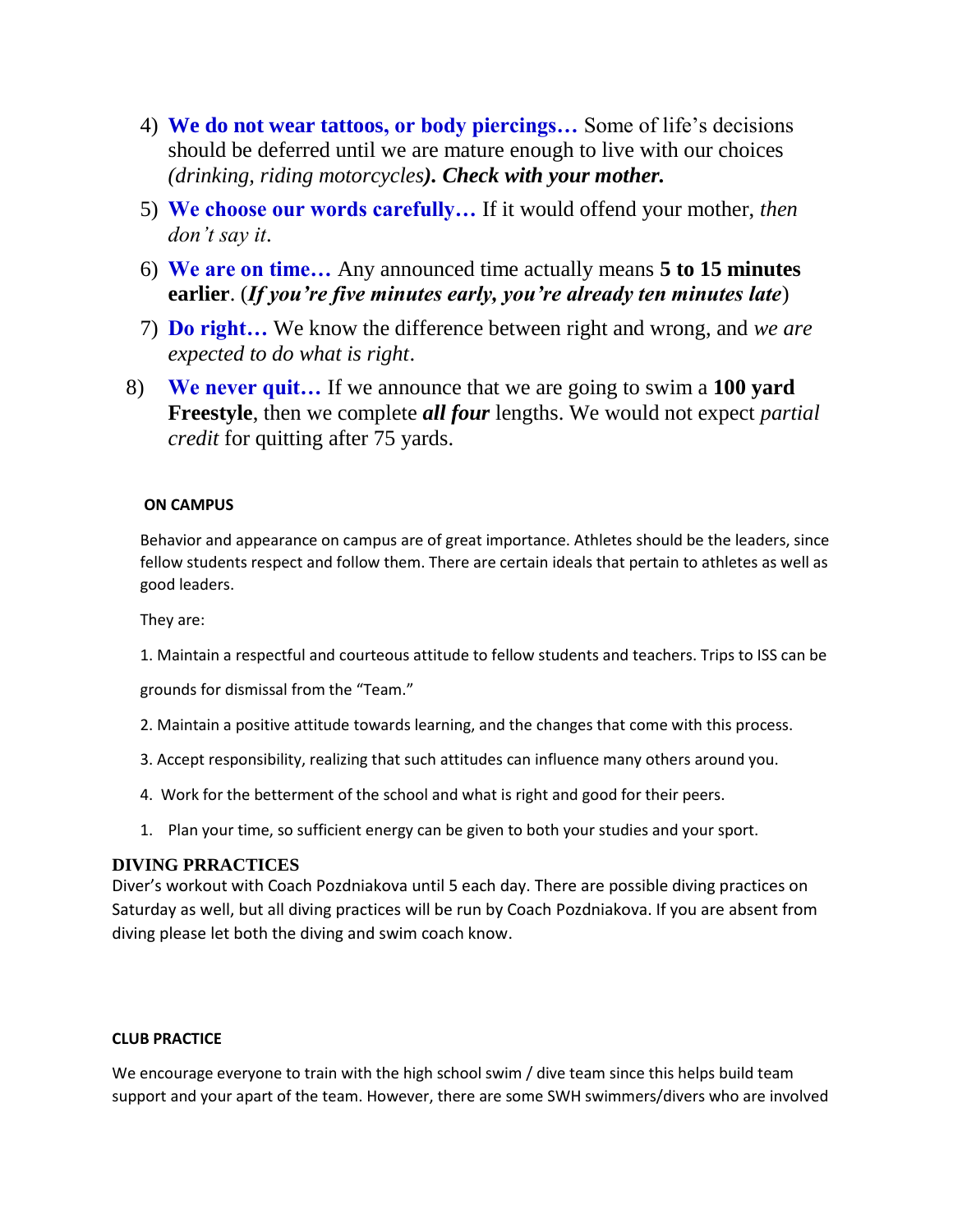4) **We do not wear tattoos, or body piercings…** Some of life's decisions should be deferred until we are mature enough to live with our choices *(drinking, riding motorcycles)****. Check with your mother.***

5) **We choose our words carefully…** If it would offend your mother, *then don't say it*.

6) **We are on time…** Any announced time actually means **5 to 15 minutes earlier**. (***If you're five minutes early, you're already ten minutes late***)

7) **Do right…** We know the difference between right and wrong, and *we are expected to do what is right*.

8) **We never quit…** If we announce that we are going to swim a **100 yard Freestyle**, then we complete ***all four*** lengths. We would not expect *partial credit* for quitting after 75 yards.

**ON CAMPUS**

Behavior and appearance on campus are of great importance. Athletes should be the leaders, since fellow students respect and follow them. There are certain ideals that pertain to athletes as well as good leaders.

They are:

1. Maintain a respectful and courteous attitude to fellow students and teachers. Trips to ISS can be grounds for dismissal from the "Team."

2. Maintain a positive attitude towards learning, and the changes that come with this process.

3. Accept responsibility, realizing that such attitudes can influence many others around you.

4. Work for the betterment of the school and what is right and good for their peers.

1. Plan your time, so sufficient energy can be given to both your studies and your sport.

**DIVING PRRACTICES**

Diver's workout with Coach Pozdniakova until 5 each day. There are possible diving practices on Saturday as well, but all diving practices will be run by Coach Pozdniakova. If you are absent from diving please let both the diving and swim coach know.

**CLUB PRACTICE**

We encourage everyone to train with the high school swim / dive team since this helps build team support and your apart of the team. However, there are some SWH swimmers/divers who are involved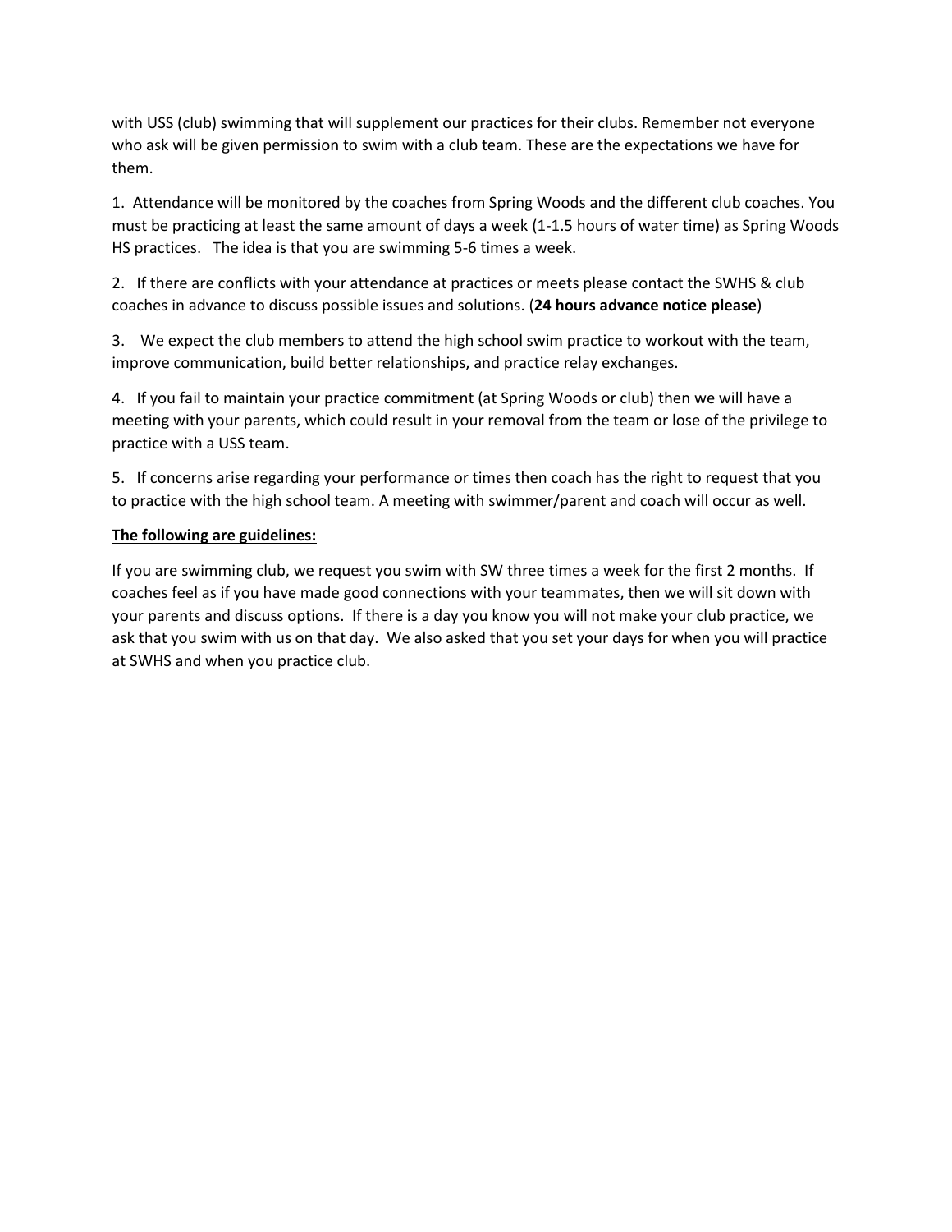with USS (club) swimming that will supplement our practices for their clubs. Remember not everyone who ask will be given permission to swim with a club team. These are the expectations we have for them.

1. Attendance will be monitored by the coaches from Spring Woods and the different club coaches. You must be practicing at least the same amount of days a week (1-1.5 hours of water time) as Spring Woods HS practices. The idea is that you are swimming 5-6 times a week.

2. If there are conflicts with your attendance at practices or meets please contact the SWHS & club coaches in advance to discuss possible issues and solutions. (**24 hours advance notice please**)

3. We expect the club members to attend the high school swim practice to workout with the team, improve communication, build better relationships, and practice relay exchanges.

4. If you fail to maintain your practice commitment (at Spring Woods or club) then we will have a meeting with your parents, which could result in your removal from the team or lose of the privilege to practice with a USS team.

5. If concerns arise regarding your performance or times then coach has the right to request that you to practice with the high school team. A meeting with swimmer/parent and coach will occur as well.

**<u>The following are guidelines:</u>**

If you are swimming club, we request you swim with SW three times a week for the first 2 months. If coaches feel as if you have made good connections with your teammates, then we will sit down with your parents and discuss options. If there is a day you know you will not make your club practice, we ask that you swim with us on that day. We also asked that you set your days for when you will practice at SWHS and when you practice club.